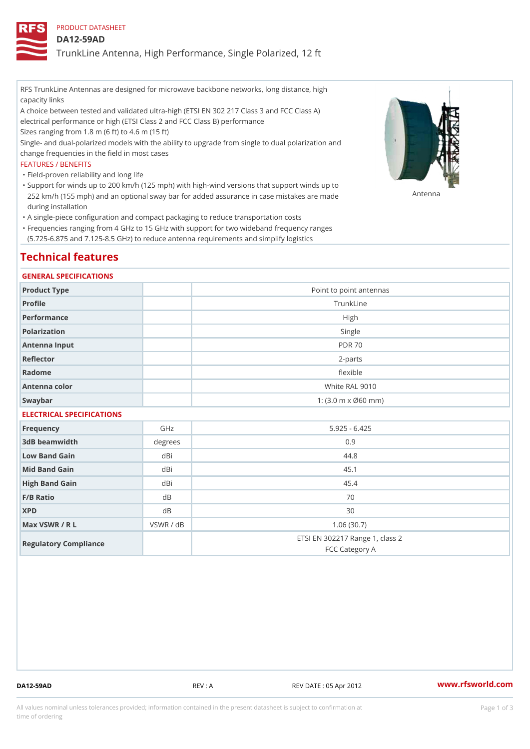PRODUCT DATASHEET

# DA12-59AD

## TrunkLine Antenna, High Performance, Single Polarized, 12 ft

RFS TrunkLine Antennas are designed for microwave backbone networks, long distance, high capacity links

A choice between tested and validated ultra-high (ETSI EN 302 217 Class 3 and FCC Class A) electrical performance or high (ETSI Class 2 and FCC Class B) performance

Sizes ranging from 1.8 m (6 ft) to 4.6 m (15 ft)

Single- and dual-polarized models with the ability to upgrade from single to dual polarization and change frequencies in the field in most cases

FEATURES / BENEFITS

- Field-proven reliability and long life
- Support for winds up to 200 km/h (125 mph) with high-wind versions that support winds up to 252 km/h (155 mph) and an optional sway bar for added assurance in case mistakes are made during installation
- A single-piece configuration and compact packaging to reduce transportation costs
- Frequencies ranging from 4 GHz to 15 GHz with support for two wideband frequency ranges (5.725-6.875 and 7.125-8.5 GHz) to reduce antenna requirements and simplify logistics

Antenna

## Technical features

### GENERAL SPECIFICATIONS

| | | |
|---|---|---|
| Product Type | | Point to point antennas |
| Profile | | TrunkLine |
| Performance | | High |
| Polarization | | Single |
| Antenna Input | | PDR 70 |
| Reflector | | 2-parts |
| Radome | | flexible |
| Antenna color | | White RAL 9010 |
| Swaybar | | 1: (3.0 m x Ø60 mm) |

### ELECTRICAL SPECIFICATIONS

| | | |
|---|---|---|
| Frequency | GHz | 5.925 - 6.425 |
| 3dB beamwidth | degrees | 0.9 |
| Low Band Gain | dBi | 44.8 |
| Mid Band Gain | dBi | 45.1 |
| High Band Gain | dBi | 45.4 |
| F/B Ratio | dB | 70 |
| XPD | dB | 30 |
| Max VSWR / R L | VSWR / dB | 1.06 (30.7) |
| Regulatory Compliance | | ETSI EN 302217 Range 1, class 2<br>FCC Category A |

DA12-59AD REV : A REV DATE : 05 Apr 2012 www.rfsworld.com

All values nominal unless tolerances provided; information contained in the present datasheet is subject to confirmation at time of ordering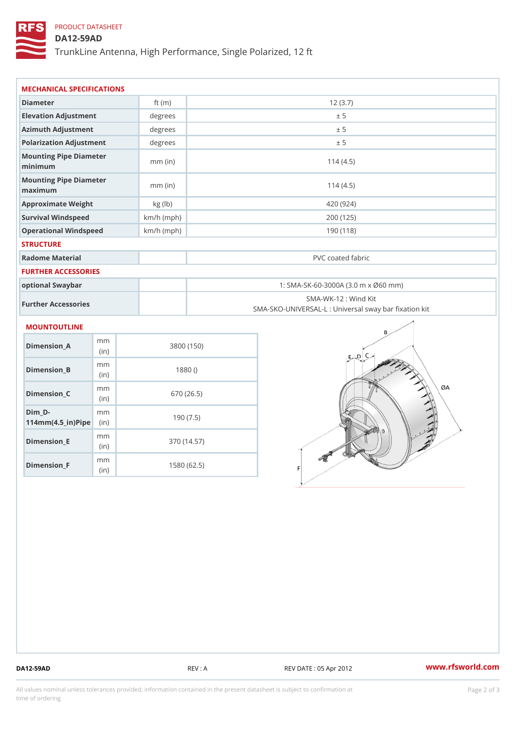PRODUCT DATASHEET

# DA12-59AD

TrunkLine Antenna, High Performance, Single Polarized, 12 ft

## MECHANICAL SPECIFICATIONS

| | | |
|---|---|---|
| Diameter | ft (m) | 12 (3.7) |
| Elevation Adjustment | degrees | ± 5 |
| Azimuth Adjustment | degrees | ± 5 |
| Polarization Adjustment | degrees | ± 5 |
| Mounting Pipe Diameter minimum | mm (in) | 114 (4.5) |
| Mounting Pipe Diameter maximum | mm (in) | 114 (4.5) |
| Approximate Weight | kg (lb) | 420 (924) |
| Survival Windspeed | km/h (mph) | 200 (125) |
| Operational Windspeed | km/h (mph) | 190 (118) |

## STRUCTURE

| | | |
|---|---|---|
| Radome Material | | PVC coated fabric |

## FURTHER ACCESSORIES

| | | |
|---|---|---|
| optional Swaybar | | 1: SMA-SK-60-3000A (3.0 m x Ø60 mm) |
| Further Accessories | | SMA-WK-12 : Wind Kit<br>SMA-SKO-UNIVERSAL-L : Universal sway bar fixation kit |

## MOUNTOUTLINE

| | | |
|---|---|---|
| Dimension_A | mm (in) | 3800 (150) |
| Dimension_B | mm (in) | 1880 () |
| Dimension_C | mm (in) | 670 (26.5) |
| Dim_D-114mm(4.5_in)Pipe | mm (in) | 190 (7.5) |
| Dimension_E | mm (in) | 370 (14.57) |
| Dimension_F | mm (in) | 1580 (62.5) |

DA12-59AD REV : A REV DATE : 05 Apr 2012 www.rfsworld.com

All values nominal unless tolerances provided; information contained in the present datasheet is subject to confirmation at time of ordering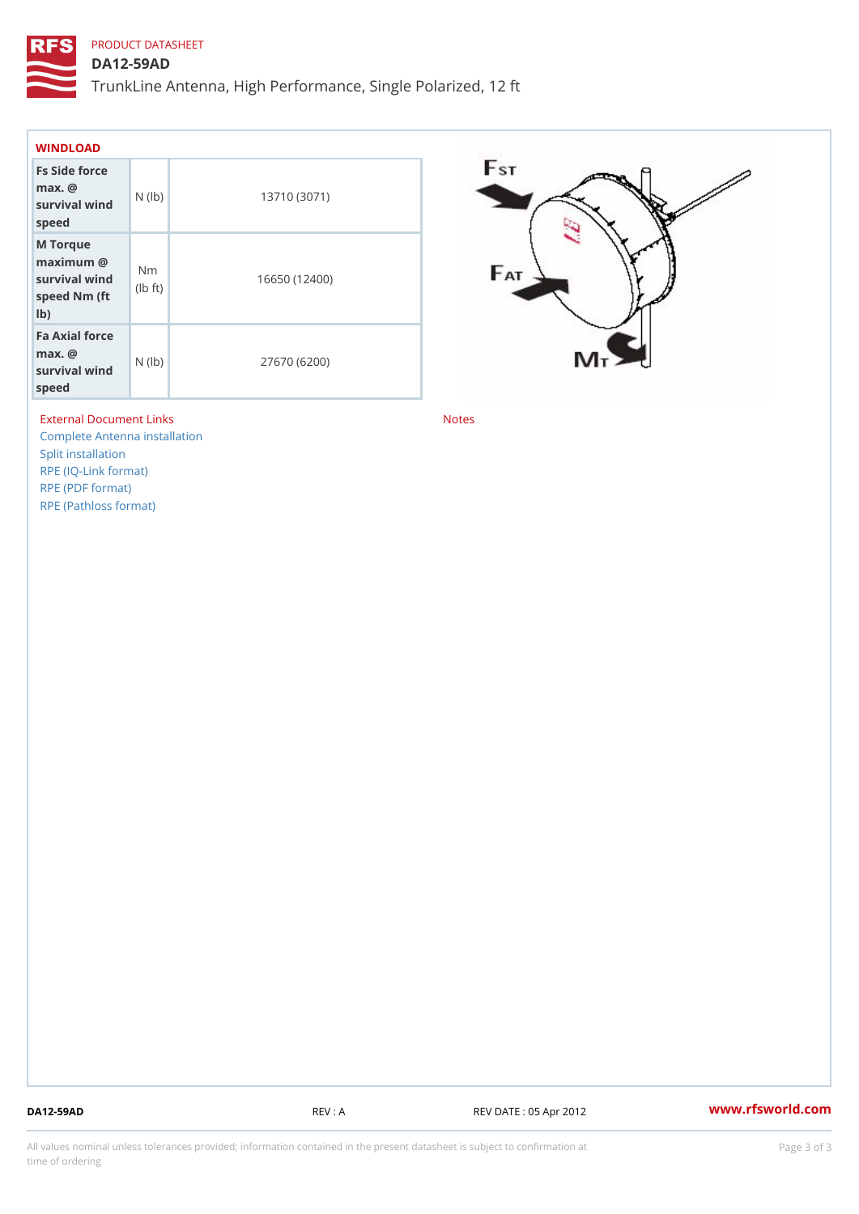PRODUCT DATASHEET

# DA12-59AD

TrunkLine Antenna, High Performance, Single Polarized, 12 ft

## WINDLOAD

| | | |
|---|---|---|
| Fs Side force max. @ survival wind speed | N (lb) | 13710 (3071) |
| M Torque maximum @ survival wind speed Nm (ft lb) | Nm (lb ft) | 16650 (12400) |
| Fa Axial force max. @ survival wind speed | N (lb) | 27670 (6200) |

FST

FAT

MT

External Document Links

Complete Antenna installation

Split installation

RPE (IQ-Link format)

RPE (PDF format)

RPE (Pathloss format)

Notes

DA12-59AD REV : A REV DATE : 05 Apr 2012 www.rfsworld.com

All values nominal unless tolerances provided; information contained in the present datasheet is subject to confirmation at time of ordering